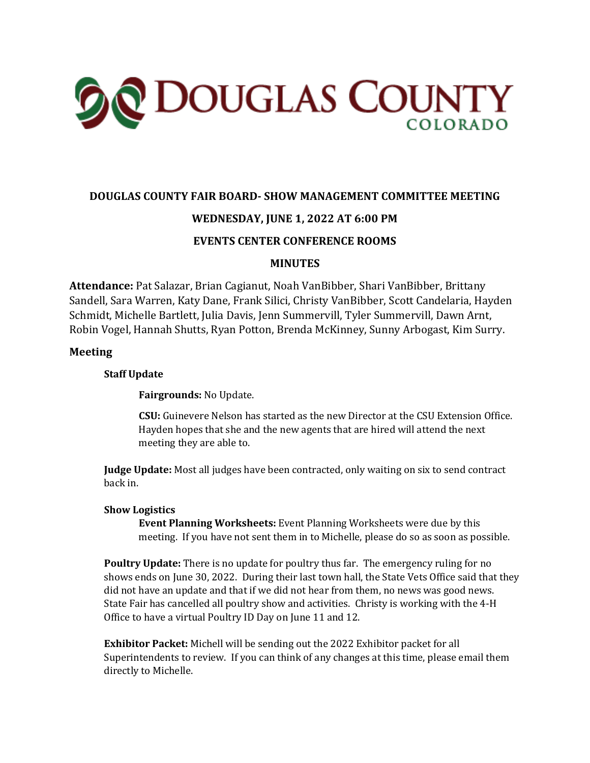DOUGLAS COUNTY COLORADO

# DOUGLAS COUNTY FAIR BOARD- SHOW MANAGEMENT COMMITTEE MEETING

## WEDNESDAY, JUNE 1, 2022 AT 6:00 PM

## EVENTS CENTER CONFERENCE ROOMS

## MINUTES

**Attendance:** Pat Salazar, Brian Cagianut, Noah VanBibber, Shari VanBibber, Brittany Sandell, Sara Warren, Katy Dane, Frank Silici, Christy VanBibber, Scott Candelaria, Hayden Schmidt, Michelle Bartlett, Julia Davis, Jenn Summervill, Tyler Summervill, Dawn Arnt, Robin Vogel, Hannah Shutts, Ryan Potton, Brenda McKinney, Sunny Arbogast, Kim Surry.

### Meeting

**Staff Update**

**Fairgrounds:** No Update.

**CSU:** Guinevere Nelson has started as the new Director at the CSU Extension Office. Hayden hopes that she and the new agents that are hired will attend the next meeting they are able to.

**Judge Update:** Most all judges have been contracted, only waiting on six to send contract back in.

**Show Logistics**

**Event Planning Worksheets:** Event Planning Worksheets were due by this meeting. If you have not sent them in to Michelle, please do so as soon as possible.

**Poultry Update:** There is no update for poultry thus far. The emergency ruling for no shows ends on June 30, 2022. During their last town hall, the State Vets Office said that they did not have an update and that if we did not hear from them, no news was good news. State Fair has cancelled all poultry show and activities. Christy is working with the 4-H Office to have a virtual Poultry ID Day on June 11 and 12.

**Exhibitor Packet:** Michell will be sending out the 2022 Exhibitor packet for all Superintendents to review. If you can think of any changes at this time, please email them directly to Michelle.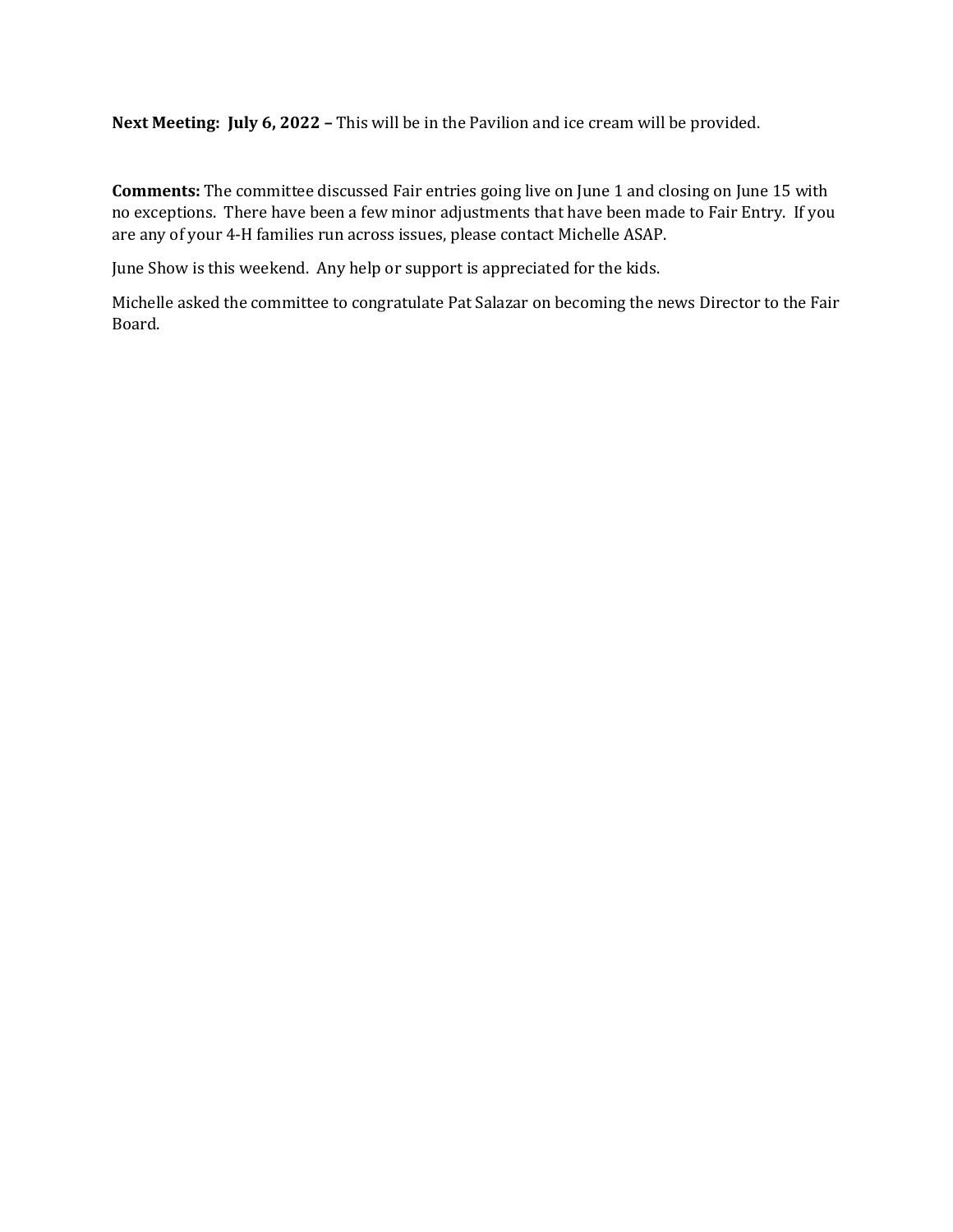**Next Meeting: July 6, 2022 –** This will be in the Pavilion and ice cream will be provided.

**Comments:** The committee discussed Fair entries going live on June 1 and closing on June 15 with no exceptions. There have been a few minor adjustments that have been made to Fair Entry. If you are any of your 4-H families run across issues, please contact Michelle ASAP.

June Show is this weekend. Any help or support is appreciated for the kids.

Michelle asked the committee to congratulate Pat Salazar on becoming the news Director to the Fair Board.